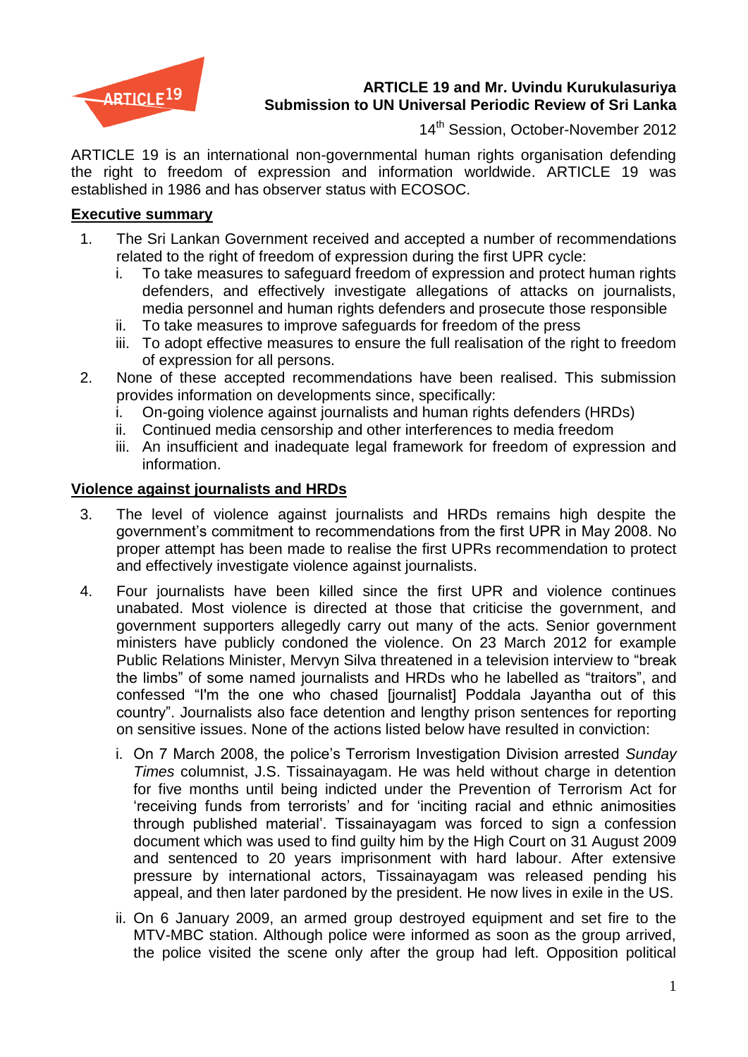**ARTICLE 19 and Mr. Uvindu Kurukulasuriya**
**Submission to UN Universal Periodic Review of Sri Lanka**

14th Session, October-November 2012

ARTICLE 19 is an international non-governmental human rights organisation defending the right to freedom of expression and information worldwide. ARTICLE 19 was established in 1986 and has observer status with ECOSOC.

## Executive summary

1. The Sri Lankan Government received and accepted a number of recommendations related to the right of freedom of expression during the first UPR cycle:
   i. To take measures to safeguard freedom of expression and protect human rights defenders, and effectively investigate allegations of attacks on journalists, media personnel and human rights defenders and prosecute those responsible
   ii. To take measures to improve safeguards for freedom of the press
   iii. To adopt effective measures to ensure the full realisation of the right to freedom of expression for all persons.
2. None of these accepted recommendations have been realised. This submission provides information on developments since, specifically:
   i. On-going violence against journalists and human rights defenders (HRDs)
   ii. Continued media censorship and other interferences to media freedom
   iii. An insufficient and inadequate legal framework for freedom of expression and information.

## Violence against journalists and HRDs

3. The level of violence against journalists and HRDs remains high despite the government's commitment to recommendations from the first UPR in May 2008. No proper attempt has been made to realise the first UPRs recommendation to protect and effectively investigate violence against journalists.
4. Four journalists have been killed since the first UPR and violence continues unabated. Most violence is directed at those that criticise the government, and government supporters allegedly carry out many of the acts. Senior government ministers have publicly condoned the violence. On 23 March 2012 for example Public Relations Minister, Mervyn Silva threatened in a television interview to "break the limbs" of some named journalists and HRDs who he labelled as "traitors", and confessed "I'm the one who chased [journalist] Poddala Jayantha out of this country". Journalists also face detention and lengthy prison sentences for reporting on sensitive issues. None of the actions listed below have resulted in conviction:
   i. On 7 March 2008, the police's Terrorism Investigation Division arrested *Sunday Times* columnist, J.S. Tissainayagam. He was held without charge in detention for five months until being indicted under the Prevention of Terrorism Act for 'receiving funds from terrorists' and for 'inciting racial and ethnic animosities through published material'. Tissainayagam was forced to sign a confession document which was used to find guilty him by the High Court on 31 August 2009 and sentenced to 20 years imprisonment with hard labour. After extensive pressure by international actors, Tissainayagam was released pending his appeal, and then later pardoned by the president. He now lives in exile in the US.
   ii. On 6 January 2009, an armed group destroyed equipment and set fire to the MTV-MBC station. Although police were informed as soon as the group arrived, the police visited the scene only after the group had left. Opposition political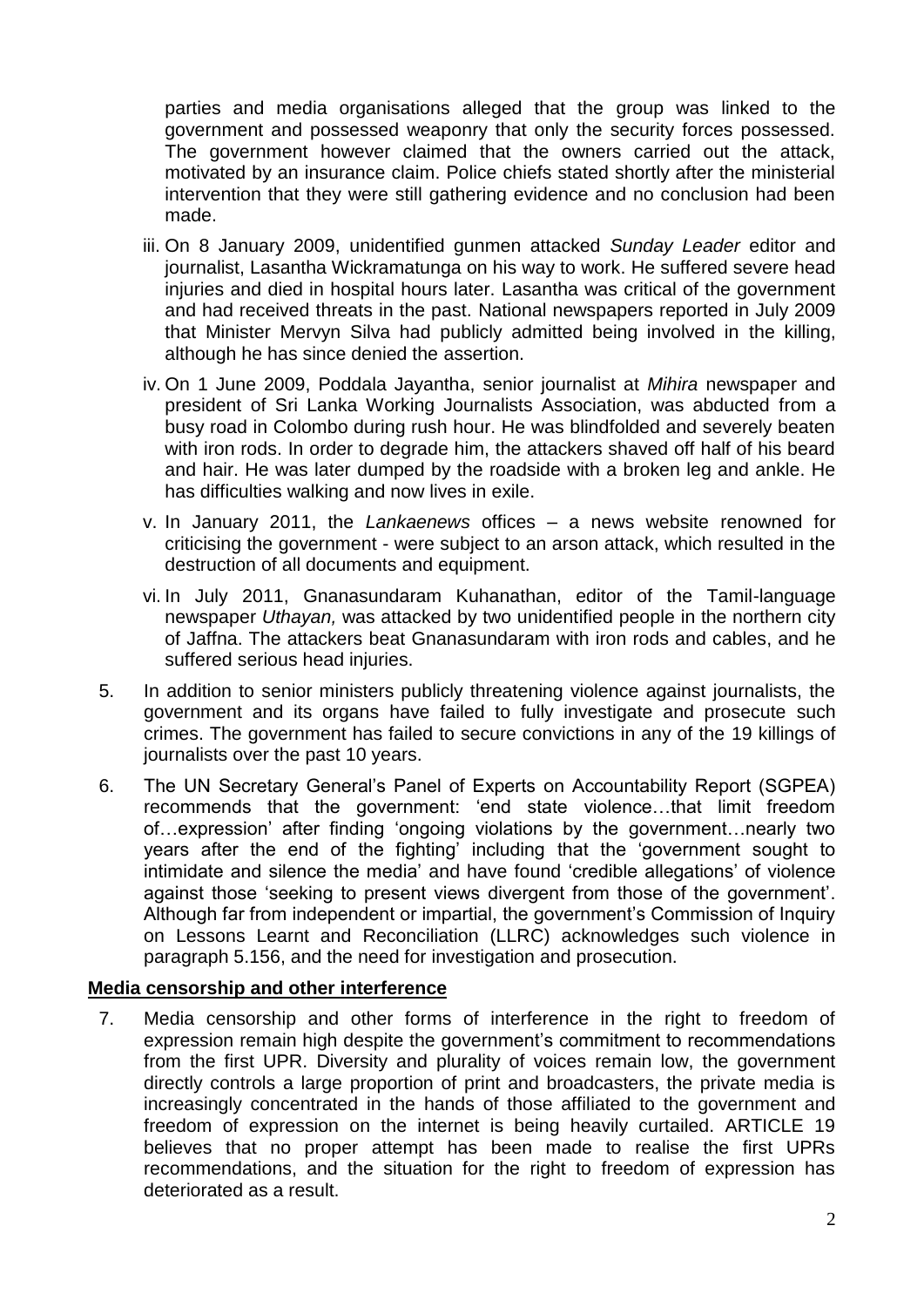parties and media organisations alleged that the group was linked to the government and possessed weaponry that only the security forces possessed. The government however claimed that the owners carried out the attack, motivated by an insurance claim. Police chiefs stated shortly after the ministerial intervention that they were still gathering evidence and no conclusion had been made.

iii. On 8 January 2009, unidentified gunmen attacked *Sunday Leader* editor and journalist, Lasantha Wickramatunga on his way to work. He suffered severe head injuries and died in hospital hours later. Lasantha was critical of the government and had received threats in the past. National newspapers reported in July 2009 that Minister Mervyn Silva had publicly admitted being involved in the killing, although he has since denied the assertion.

iv. On 1 June 2009, Poddala Jayantha, senior journalist at *Mihira* newspaper and president of Sri Lanka Working Journalists Association, was abducted from a busy road in Colombo during rush hour. He was blindfolded and severely beaten with iron rods. In order to degrade him, the attackers shaved off half of his beard and hair. He was later dumped by the roadside with a broken leg and ankle. He has difficulties walking and now lives in exile.

v. In January 2011, the *Lankaenews* offices – a news website renowned for criticising the government - were subject to an arson attack, which resulted in the destruction of all documents and equipment.

vi. In July 2011, Gnanasundaram Kuhanathan, editor of the Tamil-language newspaper *Uthayan,* was attacked by two unidentified people in the northern city of Jaffna. The attackers beat Gnanasundaram with iron rods and cables, and he suffered serious head injuries.

5. In addition to senior ministers publicly threatening violence against journalists, the government and its organs have failed to fully investigate and prosecute such crimes. The government has failed to secure convictions in any of the 19 killings of journalists over the past 10 years.

6. The UN Secretary General's Panel of Experts on Accountability Report (SGPEA) recommends that the government: 'end state violence…that limit freedom of…expression' after finding 'ongoing violations by the government…nearly two years after the end of the fighting' including that the 'government sought to intimidate and silence the media' and have found 'credible allegations' of violence against those 'seeking to present views divergent from those of the government'. Although far from independent or impartial, the government's Commission of Inquiry on Lessons Learnt and Reconciliation (LLRC) acknowledges such violence in paragraph 5.156, and the need for investigation and prosecution.

**Media censorship and other interference**

7. Media censorship and other forms of interference in the right to freedom of expression remain high despite the government's commitment to recommendations from the first UPR. Diversity and plurality of voices remain low, the government directly controls a large proportion of print and broadcasters, the private media is increasingly concentrated in the hands of those affiliated to the government and freedom of expression on the internet is being heavily curtailed. ARTICLE 19 believes that no proper attempt has been made to realise the first UPRs recommendations, and the situation for the right to freedom of expression has deteriorated as a result.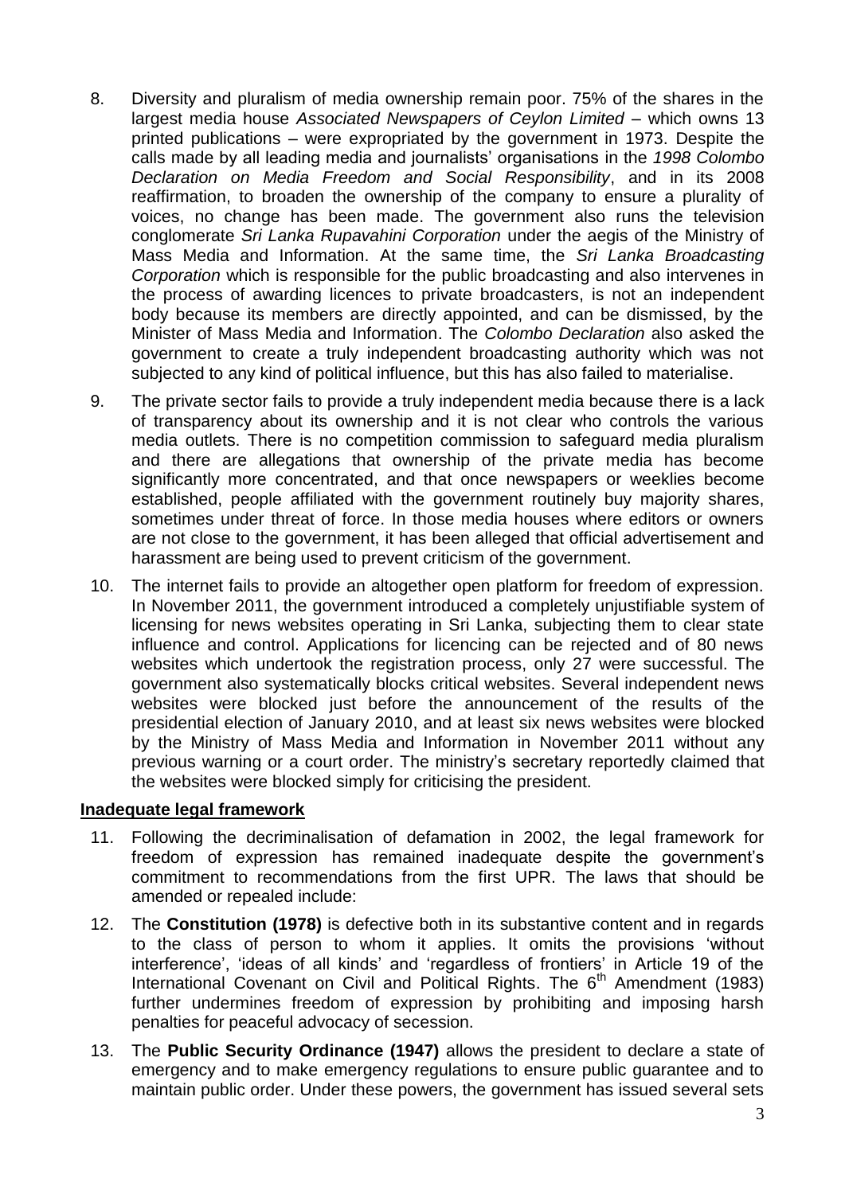8. Diversity and pluralism of media ownership remain poor. 75% of the shares in the largest media house *Associated Newspapers of Ceylon Limited* – which owns 13 printed publications – were expropriated by the government in 1973. Despite the calls made by all leading media and journalists' organisations in the *1998 Colombo Declaration on Media Freedom and Social Responsibility*, and in its 2008 reaffirmation, to broaden the ownership of the company to ensure a plurality of voices, no change has been made. The government also runs the television conglomerate *Sri Lanka Rupavahini Corporation* under the aegis of the Ministry of Mass Media and Information. At the same time, the *Sri Lanka Broadcasting Corporation* which is responsible for the public broadcasting and also intervenes in the process of awarding licences to private broadcasters, is not an independent body because its members are directly appointed, and can be dismissed, by the Minister of Mass Media and Information. The *Colombo Declaration* also asked the government to create a truly independent broadcasting authority which was not subjected to any kind of political influence, but this has also failed to materialise.

9. The private sector fails to provide a truly independent media because there is a lack of transparency about its ownership and it is not clear who controls the various media outlets. There is no competition commission to safeguard media pluralism and there are allegations that ownership of the private media has become significantly more concentrated, and that once newspapers or weeklies become established, people affiliated with the government routinely buy majority shares, sometimes under threat of force. In those media houses where editors or owners are not close to the government, it has been alleged that official advertisement and harassment are being used to prevent criticism of the government.

10. The internet fails to provide an altogether open platform for freedom of expression. In November 2011, the government introduced a completely unjustifiable system of licensing for news websites operating in Sri Lanka, subjecting them to clear state influence and control. Applications for licencing can be rejected and of 80 news websites which undertook the registration process, only 27 were successful. The government also systematically blocks critical websites. Several independent news websites were blocked just before the announcement of the results of the presidential election of January 2010, and at least six news websites were blocked by the Ministry of Mass Media and Information in November 2011 without any previous warning or a court order. The ministry's secretary reportedly claimed that the websites were blocked simply for criticising the president.

**Inadequate legal framework**

11. Following the decriminalisation of defamation in 2002, the legal framework for freedom of expression has remained inadequate despite the government's commitment to recommendations from the first UPR. The laws that should be amended or repealed include:

12. The **Constitution (1978)** is defective both in its substantive content and in regards to the class of person to whom it applies. It omits the provisions 'without interference', 'ideas of all kinds' and 'regardless of frontiers' in Article 19 of the International Covenant on Civil and Political Rights. The 6th Amendment (1983) further undermines freedom of expression by prohibiting and imposing harsh penalties for peaceful advocacy of secession.

13. The **Public Security Ordinance (1947)** allows the president to declare a state of emergency and to make emergency regulations to ensure public guarantee and to maintain public order. Under these powers, the government has issued several sets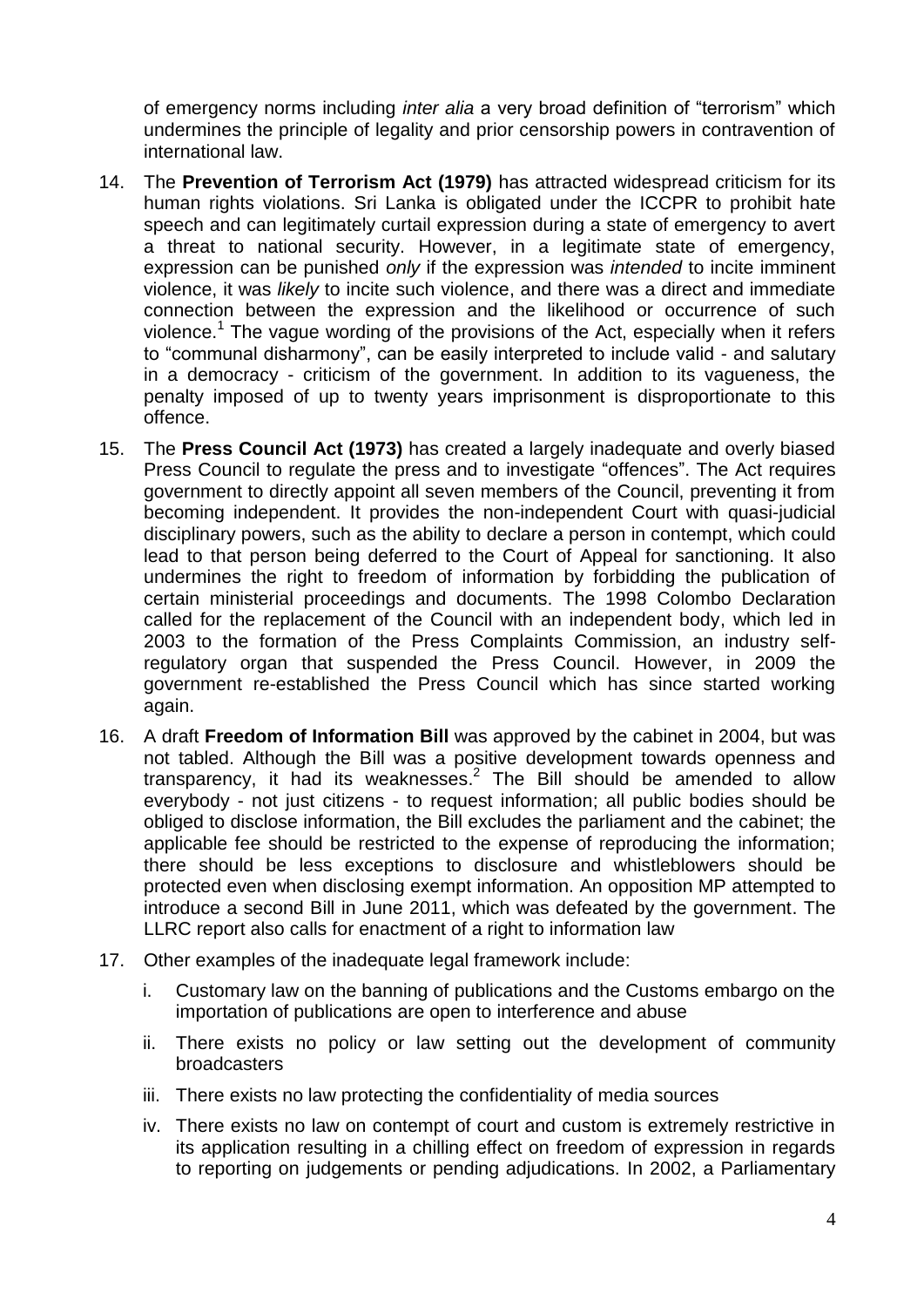of emergency norms including *inter alia* a very broad definition of "terrorism" which undermines the principle of legality and prior censorship powers in contravention of international law.

14. The **Prevention of Terrorism Act (1979)** has attracted widespread criticism for its human rights violations. Sri Lanka is obligated under the ICCPR to prohibit hate speech and can legitimately curtail expression during a state of emergency to avert a threat to national security. However, in a legitimate state of emergency, expression can be punished *only* if the expression was *intended* to incite imminent violence, it was *likely* to incite such violence, and there was a direct and immediate connection between the expression and the likelihood or occurrence of such violence.[1] The vague wording of the provisions of the Act, especially when it refers to "communal disharmony", can be easily interpreted to include valid - and salutary in a democracy - criticism of the government. In addition to its vagueness, the penalty imposed of up to twenty years imprisonment is disproportionate to this offence.

15. The **Press Council Act (1973)** has created a largely inadequate and overly biased Press Council to regulate the press and to investigate "offences". The Act requires government to directly appoint all seven members of the Council, preventing it from becoming independent. It provides the non-independent Court with quasi-judicial disciplinary powers, such as the ability to declare a person in contempt, which could lead to that person being deferred to the Court of Appeal for sanctioning. It also undermines the right to freedom of information by forbidding the publication of certain ministerial proceedings and documents. The 1998 Colombo Declaration called for the replacement of the Council with an independent body, which led in 2003 to the formation of the Press Complaints Commission, an industry self-regulatory organ that suspended the Press Council. However, in 2009 the government re-established the Press Council which has since started working again.

16. A draft **Freedom of Information Bill** was approved by the cabinet in 2004, but was not tabled. Although the Bill was a positive development towards openness and transparency, it had its weaknesses.[2] The Bill should be amended to allow everybody - not just citizens - to request information; all public bodies should be obliged to disclose information, the Bill excludes the parliament and the cabinet; the applicable fee should be restricted to the expense of reproducing the information; there should be less exceptions to disclosure and whistleblowers should be protected even when disclosing exempt information. An opposition MP attempted to introduce a second Bill in June 2011, which was defeated by the government. The LLRC report also calls for enactment of a right to information law

17. Other examples of the inadequate legal framework include:

    i. Customary law on the banning of publications and the Customs embargo on the importation of publications are open to interference and abuse

    ii. There exists no policy or law setting out the development of community broadcasters

    iii. There exists no law protecting the confidentiality of media sources

    iv. There exists no law on contempt of court and custom is extremely restrictive in its application resulting in a chilling effect on freedom of expression in regards to reporting on judgements or pending adjudications. In 2002, a Parliamentary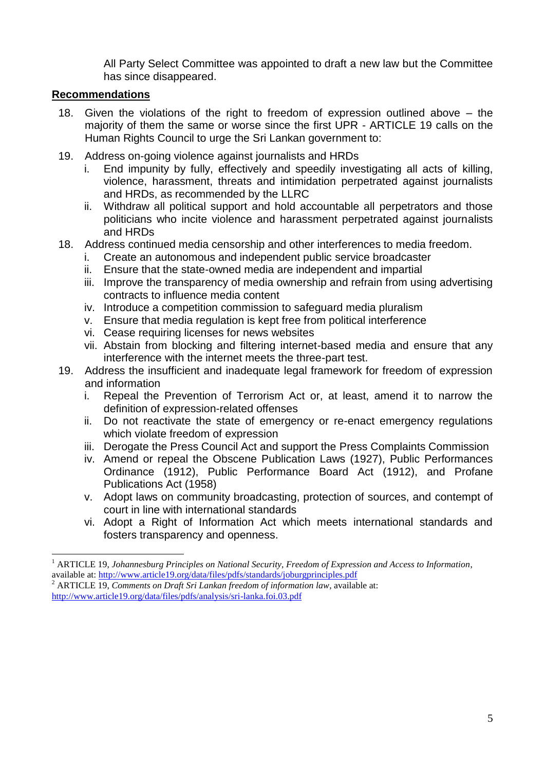All Party Select Committee was appointed to draft a new law but the Committee has since disappeared.

**Recommendations**

18. Given the violations of the right to freedom of expression outlined above – the majority of them the same or worse since the first UPR - ARTICLE 19 calls on the Human Rights Council to urge the Sri Lankan government to:

19. Address on-going violence against journalists and HRDs
    - i. End impunity by fully, effectively and speedily investigating all acts of killing, violence, harassment, threats and intimidation perpetrated against journalists and HRDs, as recommended by the LLRC
    - ii. Withdraw all political support and hold accountable all perpetrators and those politicians who incite violence and harassment perpetrated against journalists and HRDs

18. Address continued media censorship and other interferences to media freedom.
    - i. Create an autonomous and independent public service broadcaster
    - ii. Ensure that the state-owned media are independent and impartial
    - iii. Improve the transparency of media ownership and refrain from using advertising contracts to influence media content
    - iv. Introduce a competition commission to safeguard media pluralism
    - v. Ensure that media regulation is kept free from political interference
    - vi. Cease requiring licenses for news websites
    - vii. Abstain from blocking and filtering internet-based media and ensure that any interference with the internet meets the three-part test.

19. Address the insufficient and inadequate legal framework for freedom of expression and information
    - i. Repeal the Prevention of Terrorism Act or, at least, amend it to narrow the definition of expression-related offenses
    - ii. Do not reactivate the state of emergency or re-enact emergency regulations which violate freedom of expression
    - iii. Derogate the Press Council Act and support the Press Complaints Commission
    - iv. Amend or repeal the Obscene Publication Laws (1927), Public Performances Ordinance (1912), Public Performance Board Act (1912), and Profane Publications Act (1958)
    - v. Adopt laws on community broadcasting, protection of sources, and contempt of court in line with international standards
    - vi. Adopt a Right of Information Act which meets international standards and fosters transparency and openness.

---

[1] ARTICLE 19, *Johannesburg Principles on National Security, Freedom of Expression and Access to Information*, available at: http://www.article19.org/data/files/pdfs/standards/joburgprinciples.pdf

[2] ARTICLE 19, *Comments on Draft Sri Lankan freedom of information law*, available at: http://www.article19.org/data/files/pdfs/analysis/sri-lanka.foi.03.pdf